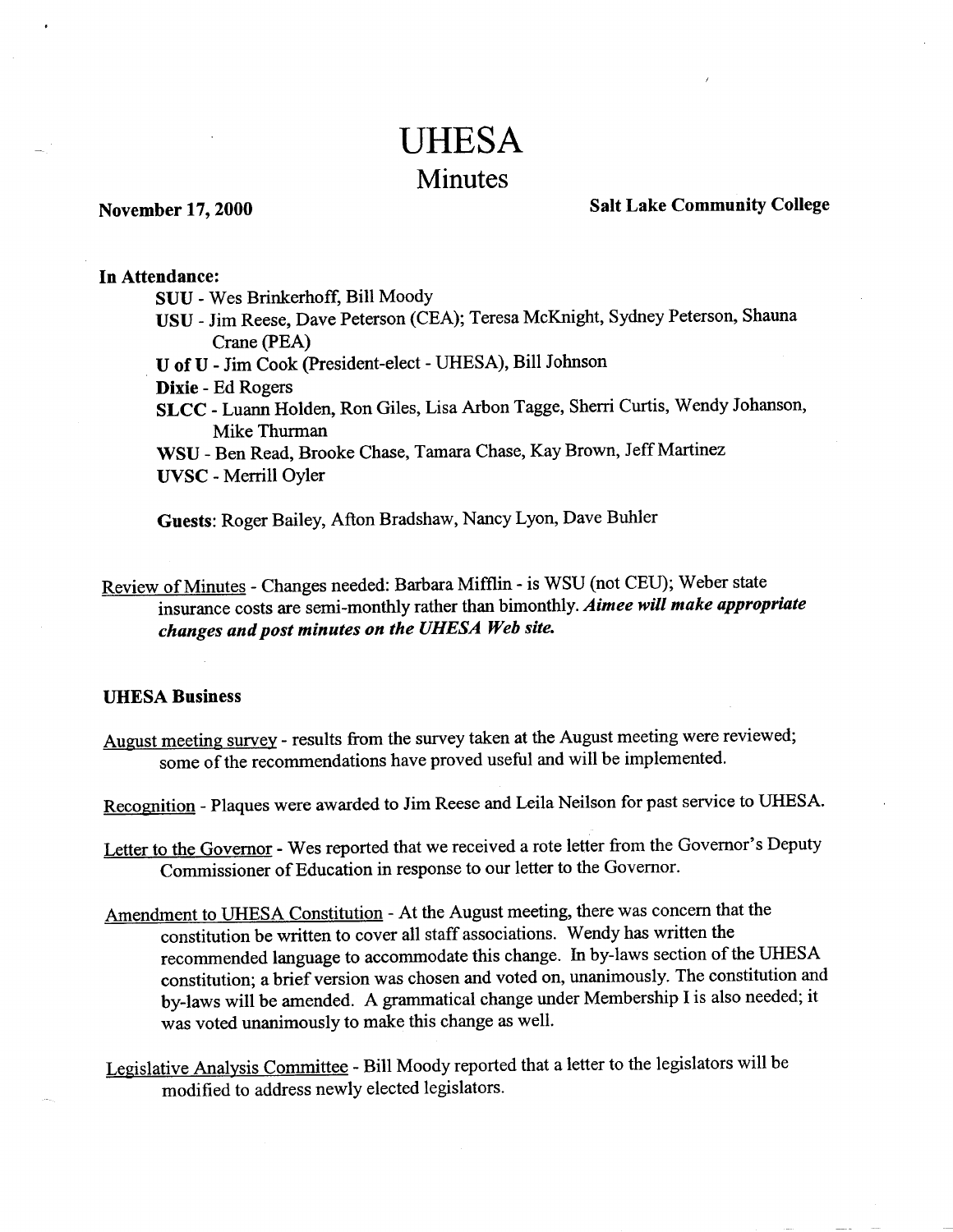# UHESA

## Minutes

**November 17, 2000** **Salt Lake Community College**

**In Attendance:**

- **SUU** - Wes Brinkerhoff, Bill Moody
- **USU** - Jim Reese, Dave Peterson (CEA); Teresa McKnight, Sydney Peterson, Shauna Crane (PEA)
- **U of U** - Jim Cook (President-elect - UHESA), Bill Johnson
- **Dixie** - Ed Rogers
- **SLCC** - Luann Holden, Ron Giles, Lisa Arbon Tagge, Sherri Curtis, Wendy Johanson, Mike Thurman
- **WSU** - Ben Read, Brooke Chase, Tamara Chase, Kay Brown, Jeff Martinez
- **UVSC** - Merrill Oyler

**Guests**: Roger Bailey, Afton Bradshaw, Nancy Lyon, Dave Buhler

Review of Minutes - Changes needed: Barbara Mifflin - is WSU (not CEU); Weber state insurance costs are semi-monthly rather than bimonthly. ***Aimee will make appropriate changes and post minutes on the UHESA Web site.***

**UHESA Business**

August meeting survey - results from the survey taken at the August meeting were reviewed; some of the recommendations have proved useful and will be implemented.

Recognition - Plaques were awarded to Jim Reese and Leila Neilson for past service to UHESA.

Letter to the Governor - Wes reported that we received a rote letter from the Governor's Deputy Commissioner of Education in response to our letter to the Governor.

Amendment to UHESA Constitution - At the August meeting, there was concern that the constitution be written to cover all staff associations. Wendy has written the recommended language to accommodate this change. In by-laws section of the UHESA constitution; a brief version was chosen and voted on, unanimously. The constitution and by-laws will be amended. A grammatical change under Membership I is also needed; it was voted unanimously to make this change as well.

Legislative Analysis Committee - Bill Moody reported that a letter to the legislators will be modified to address newly elected legislators.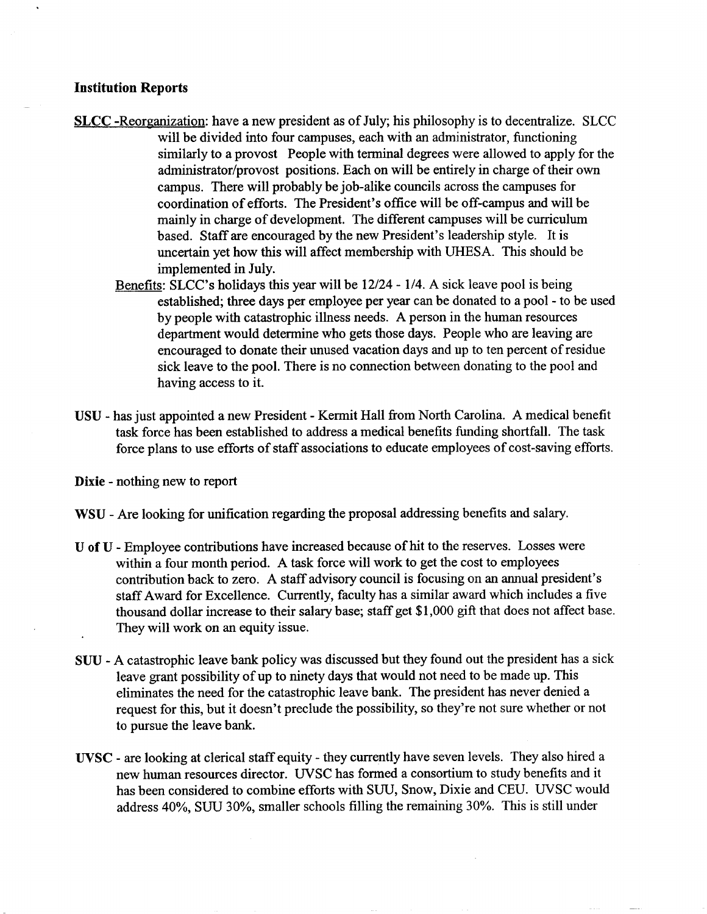**Institution Reports**

**SLCC** -Reorganization: have a new president as of July; his philosophy is to decentralize. SLCC will be divided into four campuses, each with an administrator, functioning similarly to a provost People with terminal degrees were allowed to apply for the administrator/provost positions. Each on will be entirely in charge of their own campus. There will probably be job-alike councils across the campuses for coordination of efforts. The President's office will be off-campus and will be mainly in charge of development. The different campuses will be curriculum based. Staff are encouraged by the new President's leadership style. It is uncertain yet how this will affect membership with UHESA. This should be implemented in July.

Benefits: SLCC's holidays this year will be 12/24 - 1/4. A sick leave pool is being established; three days per employee per year can be donated to a pool - to be used by people with catastrophic illness needs. A person in the human resources department would determine who gets those days. People who are leaving are encouraged to donate their unused vacation days and up to ten percent of residue sick leave to the pool. There is no connection between donating to the pool and having access to it.

**USU** - has just appointed a new President - Kermit Hall from North Carolina. A medical benefit task force has been established to address a medical benefits funding shortfall. The task force plans to use efforts of staff associations to educate employees of cost-saving efforts.

**Dixie** - nothing new to report

**WSU** - Are looking for unification regarding the proposal addressing benefits and salary.

**U of U** - Employee contributions have increased because of hit to the reserves. Losses were within a four month period. A task force will work to get the cost to employees contribution back to zero. A staff advisory council is focusing on an annual president's staff Award for Excellence. Currently, faculty has a similar award which includes a five thousand dollar increase to their salary base; staff get $1,000 gift that does not affect base. They will work on an equity issue.

**SUU** - A catastrophic leave bank policy was discussed but they found out the president has a sick leave grant possibility of up to ninety days that would not need to be made up. This eliminates the need for the catastrophic leave bank. The president has never denied a request for this, but it doesn't preclude the possibility, so they're not sure whether or not to pursue the leave bank.

**UVSC** - are looking at clerical staff equity - they currently have seven levels. They also hired a new human resources director. UVSC has formed a consortium to study benefits and it has been considered to combine efforts with SUU, Snow, Dixie and CEU. UVSC would address 40%, SUU 30%, smaller schools filling the remaining 30%. This is still under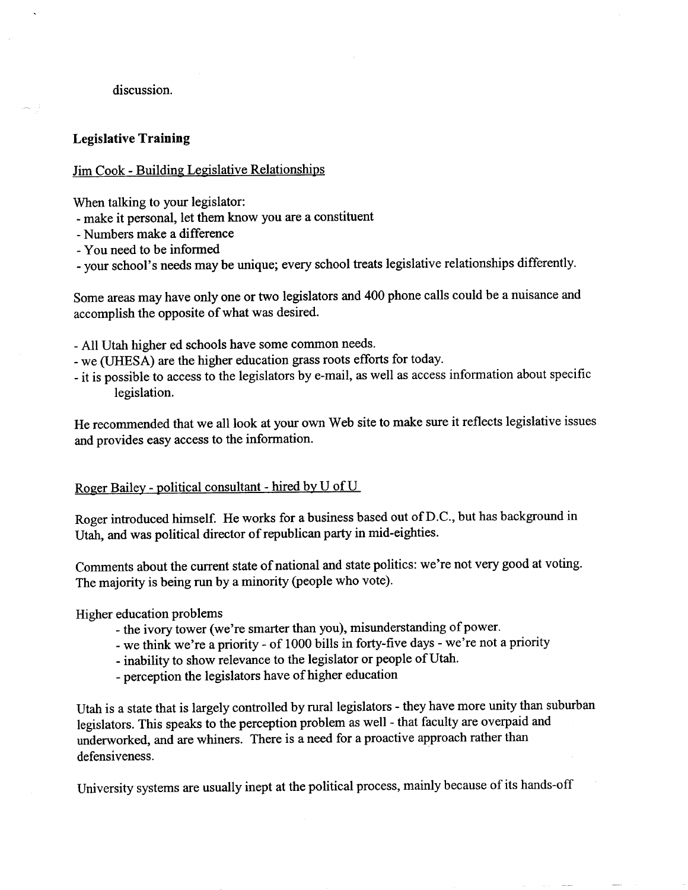discussion.

**Legislative Training**

Jim Cook - Building Legislative Relationships

When talking to your legislator:
- make it personal, let them know you are a constituent
- Numbers make a difference
- You need to be informed
- your school's needs may be unique; every school treats legislative relationships differently.

Some areas may have only one or two legislators and 400 phone calls could be a nuisance and accomplish the opposite of what was desired.

- All Utah higher ed schools have some common needs.
- we (UHESA) are the higher education grass roots efforts for today.
- it is possible to access to the legislators by e-mail, as well as access information about specific legislation.

He recommended that we all look at your own Web site to make sure it reflects legislative issues and provides easy access to the information.

Roger Bailey - political consultant - hired by U of U

Roger introduced himself. He works for a business based out of D.C., but has background in Utah, and was political director of republican party in mid-eighties.

Comments about the current state of national and state politics: we're not very good at voting. The majority is being run by a minority (people who vote).

Higher education problems
- the ivory tower (we're smarter than you), misunderstanding of power.
- we think we're a priority - of 1000 bills in forty-five days - we're not a priority
- inability to show relevance to the legislator or people of Utah.
- perception the legislators have of higher education

Utah is a state that is largely controlled by rural legislators - they have more unity than suburban legislators. This speaks to the perception problem as well - that faculty are overpaid and underworked, and are whiners. There is a need for a proactive approach rather than defensiveness.

University systems are usually inept at the political process, mainly because of its hands-off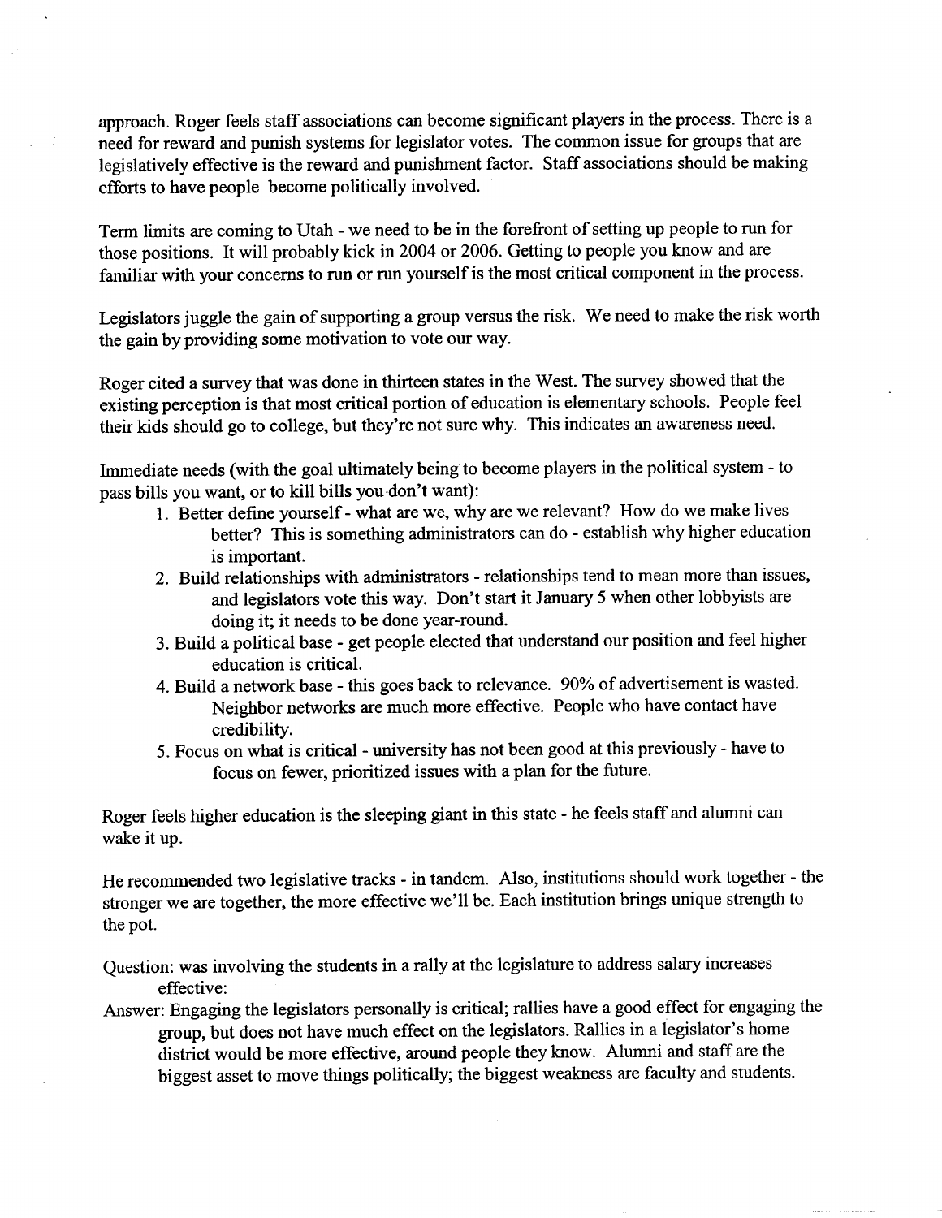approach. Roger feels staff associations can become significant players in the process. There is a need for reward and punish systems for legislator votes. The common issue for groups that are legislatively effective is the reward and punishment factor. Staff associations should be making efforts to have people become politically involved.

Term limits are coming to Utah - we need to be in the forefront of setting up people to run for those positions. It will probably kick in 2004 or 2006. Getting to people you know and are familiar with your concerns to run or run yourself is the most critical component in the process.

Legislators juggle the gain of supporting a group versus the risk. We need to make the risk worth the gain by providing some motivation to vote our way.

Roger cited a survey that was done in thirteen states in the West. The survey showed that the existing perception is that most critical portion of education is elementary schools. People feel their kids should go to college, but they're not sure why. This indicates an awareness need.

Immediate needs (with the goal ultimately being to become players in the political system - to pass bills you want, or to kill bills you don't want):

1. Better define yourself - what are we, why are we relevant? How do we make lives better? This is something administrators can do - establish why higher education is important.
2. Build relationships with administrators - relationships tend to mean more than issues, and legislators vote this way. Don't start it January 5 when other lobbyists are doing it; it needs to be done year-round.
3. Build a political base - get people elected that understand our position and feel higher education is critical.
4. Build a network base - this goes back to relevance. 90% of advertisement is wasted. Neighbor networks are much more effective. People who have contact have credibility.
5. Focus on what is critical - university has not been good at this previously - have to focus on fewer, prioritized issues with a plan for the future.

Roger feels higher education is the sleeping giant in this state - he feels staff and alumni can wake it up.

He recommended two legislative tracks - in tandem. Also, institutions should work together - the stronger we are together, the more effective we'll be. Each institution brings unique strength to the pot.

Question: was involving the students in a rally at the legislature to address salary increases effective:

Answer: Engaging the legislators personally is critical; rallies have a good effect for engaging the group, but does not have much effect on the legislators. Rallies in a legislator's home district would be more effective, around people they know. Alumni and staff are the biggest asset to move things politically; the biggest weakness are faculty and students.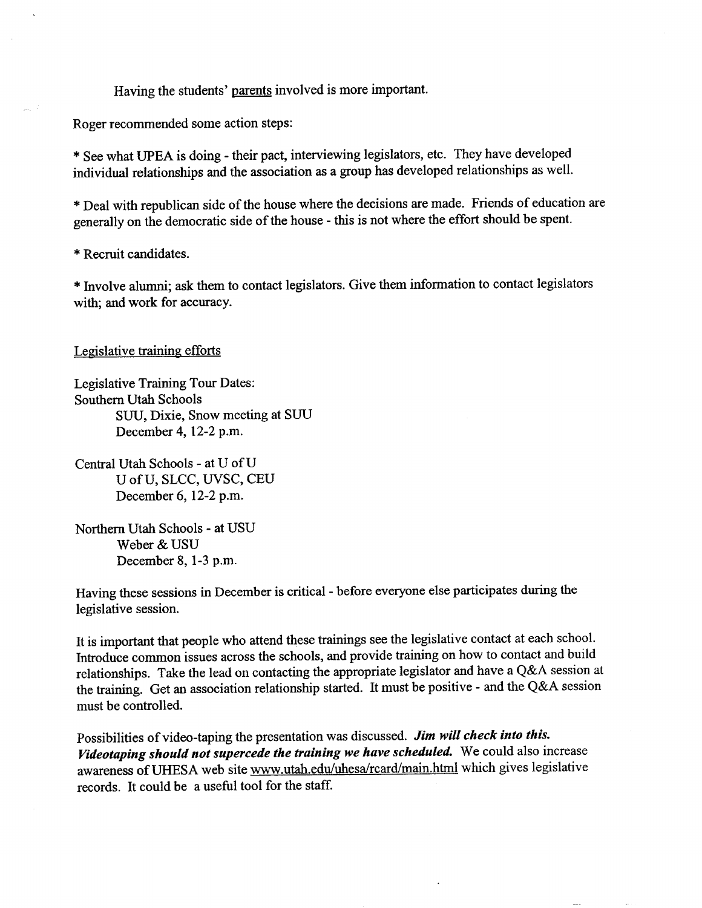Having the students' parents involved is more important.

Roger recommended some action steps:

* See what UPEA is doing - their pact, interviewing legislators, etc. They have developed individual relationships and the association as a group has developed relationships as well.

* Deal with republican side of the house where the decisions are made. Friends of education are generally on the democratic side of the house - this is not where the effort should be spent.

* Recruit candidates.

* Involve alumni; ask them to contact legislators. Give them information to contact legislators with; and work for accuracy.

Legislative training efforts

Legislative Training Tour Dates:
Southern Utah Schools
SUU, Dixie, Snow meeting at SUU
December 4, 12-2 p.m.

Central Utah Schools - at U of U
U of U, SLCC, UVSC, CEU
December 6, 12-2 p.m.

Northern Utah Schools - at USU
Weber & USU
December 8, 1-3 p.m.

Having these sessions in December is critical - before everyone else participates during the legislative session.

It is important that people who attend these trainings see the legislative contact at each school. Introduce common issues across the schools, and provide training on how to contact and build relationships. Take the lead on contacting the appropriate legislator and have a Q&A session at the training. Get an association relationship started. It must be positive - and the Q&A session must be controlled.

Possibilities of video-taping the presentation was discussed. ***Jim will check into this. Videotaping should not supercede the training we have scheduled.*** We could also increase awareness of UHESA web site www.utah.edu/uhesa/rcard/main.html which gives legislative records. It could be a useful tool for the staff.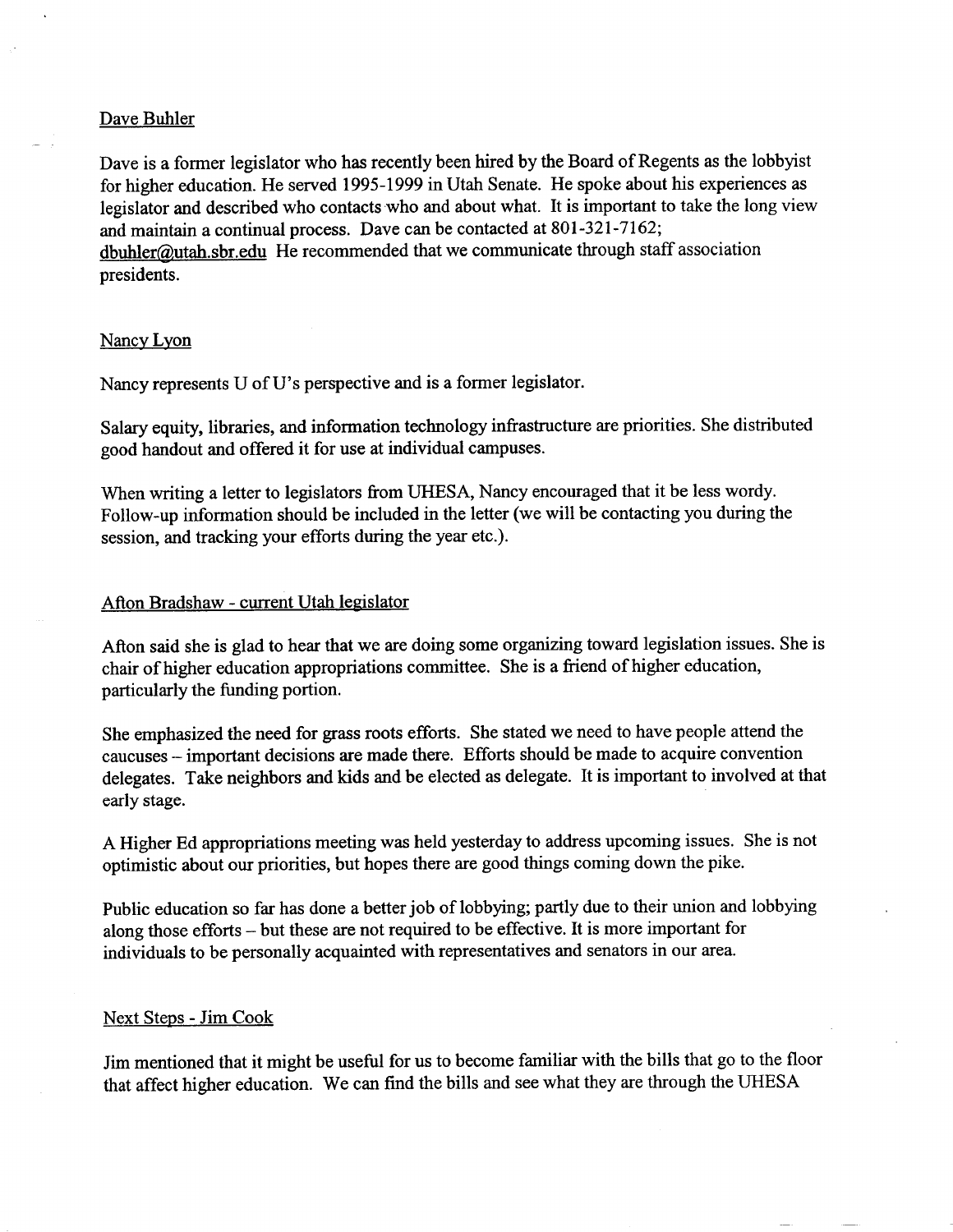Dave Buhler

Dave is a former legislator who has recently been hired by the Board of Regents as the lobbyist for higher education. He served 1995-1999 in Utah Senate. He spoke about his experiences as legislator and described who contacts who and about what. It is important to take the long view and maintain a continual process. Dave can be contacted at 801-321-7162; dbuhler@utah.sbr.edu He recommended that we communicate through staff association presidents.

Nancy Lyon

Nancy represents U of U's perspective and is a former legislator.

Salary equity, libraries, and information technology infrastructure are priorities. She distributed good handout and offered it for use at individual campuses.

When writing a letter to legislators from UHESA, Nancy encouraged that it be less wordy. Follow-up information should be included in the letter (we will be contacting you during the session, and tracking your efforts during the year etc.).

Afton Bradshaw - current Utah legislator

Afton said she is glad to hear that we are doing some organizing toward legislation issues. She is chair of higher education appropriations committee. She is a friend of higher education, particularly the funding portion.

She emphasized the need for grass roots efforts. She stated we need to have people attend the caucuses – important decisions are made there. Efforts should be made to acquire convention delegates. Take neighbors and kids and be elected as delegate. It is important to involved at that early stage.

A Higher Ed appropriations meeting was held yesterday to address upcoming issues. She is not optimistic about our priorities, but hopes there are good things coming down the pike.

Public education so far has done a better job of lobbying; partly due to their union and lobbying along those efforts – but these are not required to be effective. It is more important for individuals to be personally acquainted with representatives and senators in our area.

Next Steps - Jim Cook

Jim mentioned that it might be useful for us to become familiar with the bills that go to the floor that affect higher education. We can find the bills and see what they are through the UHESA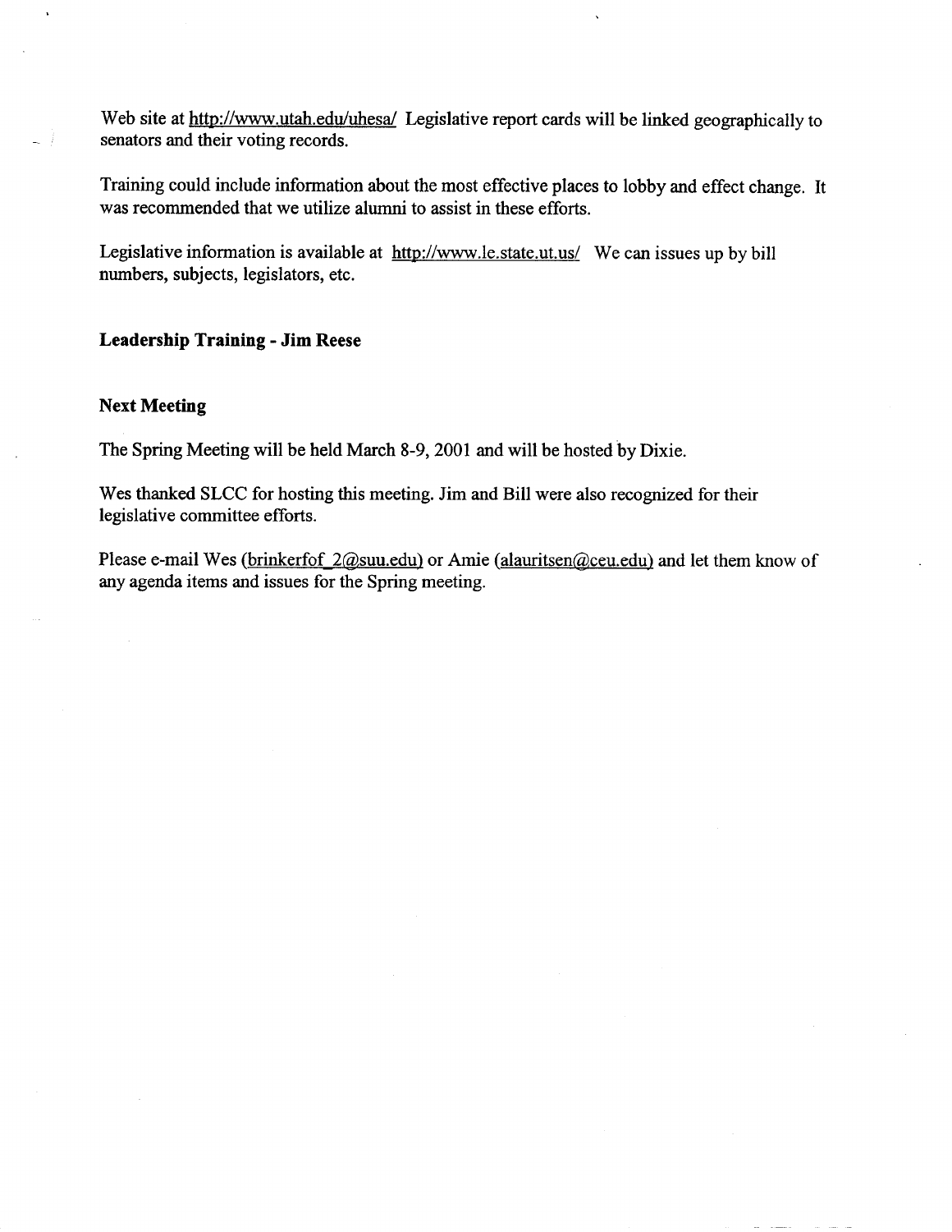Web site at http://www.utah.edu/uhesa/ Legislative report cards will be linked geographically to senators and their voting records.

Training could include information about the most effective places to lobby and effect change. It was recommended that we utilize alumni to assist in these efforts.

Legislative information is available at http://www.le.state.ut.us/ We can issues up by bill numbers, subjects, legislators, etc.

**Leadership Training - Jim Reese**

**Next Meeting**

The Spring Meeting will be held March 8-9, 2001 and will be hosted by Dixie.

Wes thanked SLCC for hosting this meeting. Jim and Bill were also recognized for their legislative committee efforts.

Please e-mail Wes (brinkerfof_2@suu.edu) or Amie (alauritsen@ceu.edu) and let them know of any agenda items and issues for the Spring meeting.